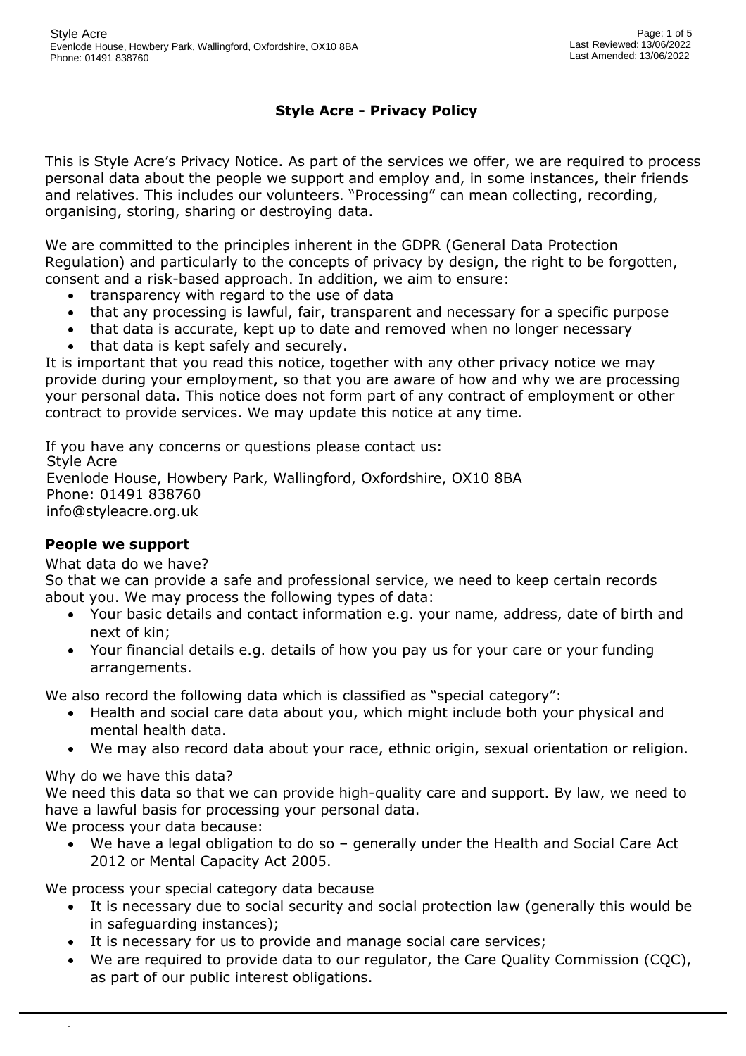# Style Acre - Privacy Policy

This is Style Acre's Privacy Notice. As part of the services we offer, we are required to process personal data about the people we support and employ and, in some instances, their friends and relatives. This includes our volunteers. "Processing" can mean collecting, recording, organising, storing, sharing or destroying data.

We are committed to the principles inherent in the GDPR (General Data Protection Regulation) and particularly to the concepts of privacy by design, the right to be forgotten, consent and a risk-based approach. In addition, we aim to ensure:

- transparency with regard to the use of data
- that any processing is lawful, fair, transparent and necessary for a specific purpose
- that data is accurate, kept up to date and removed when no longer necessary
- that data is kept safely and securely.

It is important that you read this notice, together with any other privacy notice we may provide during your employment, so that you are aware of how and why we are processing your personal data. This notice does not form part of any contract of employment or other contract to provide services. We may update this notice at any time.

If you have any concerns or questions please contact us:
Style Acre
Evenlode House, Howbery Park, Wallingford, Oxfordshire, OX10 8BA
Phone: 01491 838760
info@styleacre.org.uk

## People we support

What data do we have?

So that we can provide a safe and professional service, we need to keep certain records about you. We may process the following types of data:

- Your basic details and contact information e.g. your name, address, date of birth and next of kin;
- Your financial details e.g. details of how you pay us for your care or your funding arrangements.

We also record the following data which is classified as "special category":

- Health and social care data about you, which might include both your physical and mental health data.
- We may also record data about your race, ethnic origin, sexual orientation or religion.

Why do we have this data?

We need this data so that we can provide high-quality care and support. By law, we need to have a lawful basis for processing your personal data.

We process your data because:

- We have a legal obligation to do so – generally under the Health and Social Care Act 2012 or Mental Capacity Act 2005.

We process your special category data because

- It is necessary due to social security and social protection law (generally this would be in safeguarding instances);
- It is necessary for us to provide and manage social care services;
- We are required to provide data to our regulator, the Care Quality Commission (CQC), as part of our public interest obligations.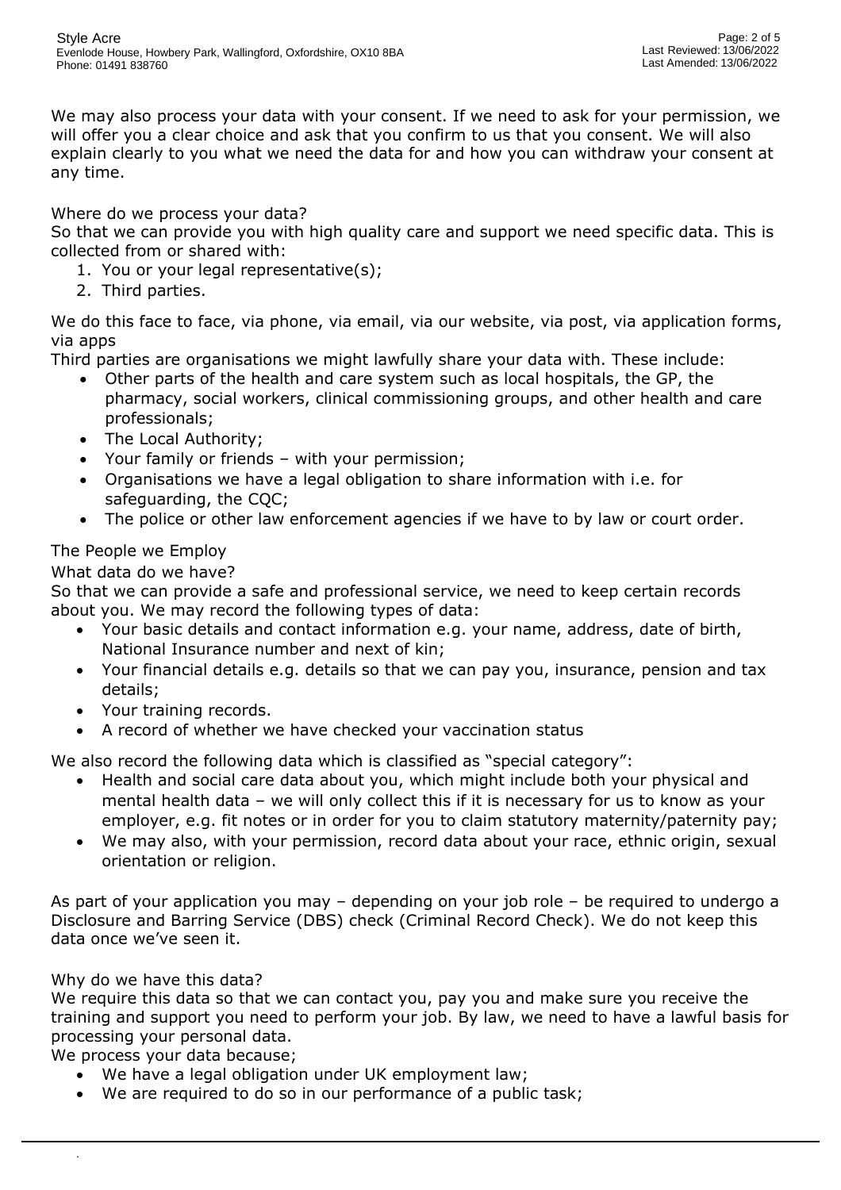We may also process your data with your consent. If we need to ask for your permission, we will offer you a clear choice and ask that you confirm to us that you consent. We will also explain clearly to you what we need the data for and how you can withdraw your consent at any time.

Where do we process your data?

So that we can provide you with high quality care and support we need specific data. This is collected from or shared with:

1. You or your legal representative(s);
2. Third parties.

We do this face to face, via phone, via email, via our website, via post, via application forms, via apps

Third parties are organisations we might lawfully share your data with. These include:

- Other parts of the health and care system such as local hospitals, the GP, the pharmacy, social workers, clinical commissioning groups, and other health and care professionals;
- The Local Authority;
- Your family or friends – with your permission;
- Organisations we have a legal obligation to share information with i.e. for safeguarding, the CQC;
- The police or other law enforcement agencies if we have to by law or court order.

The People we Employ

What data do we have?

So that we can provide a safe and professional service, we need to keep certain records about you. We may record the following types of data:

- Your basic details and contact information e.g. your name, address, date of birth, National Insurance number and next of kin;
- Your financial details e.g. details so that we can pay you, insurance, pension and tax details;
- Your training records.
- A record of whether we have checked your vaccination status

We also record the following data which is classified as "special category":

- Health and social care data about you, which might include both your physical and mental health data – we will only collect this if it is necessary for us to know as your employer, e.g. fit notes or in order for you to claim statutory maternity/paternity pay;
- We may also, with your permission, record data about your race, ethnic origin, sexual orientation or religion.

As part of your application you may – depending on your job role – be required to undergo a Disclosure and Barring Service (DBS) check (Criminal Record Check). We do not keep this data once we've seen it.

Why do we have this data?

We require this data so that we can contact you, pay you and make sure you receive the training and support you need to perform your job. By law, we need to have a lawful basis for processing your personal data.

We process your data because;

- We have a legal obligation under UK employment law;
- We are required to do so in our performance of a public task;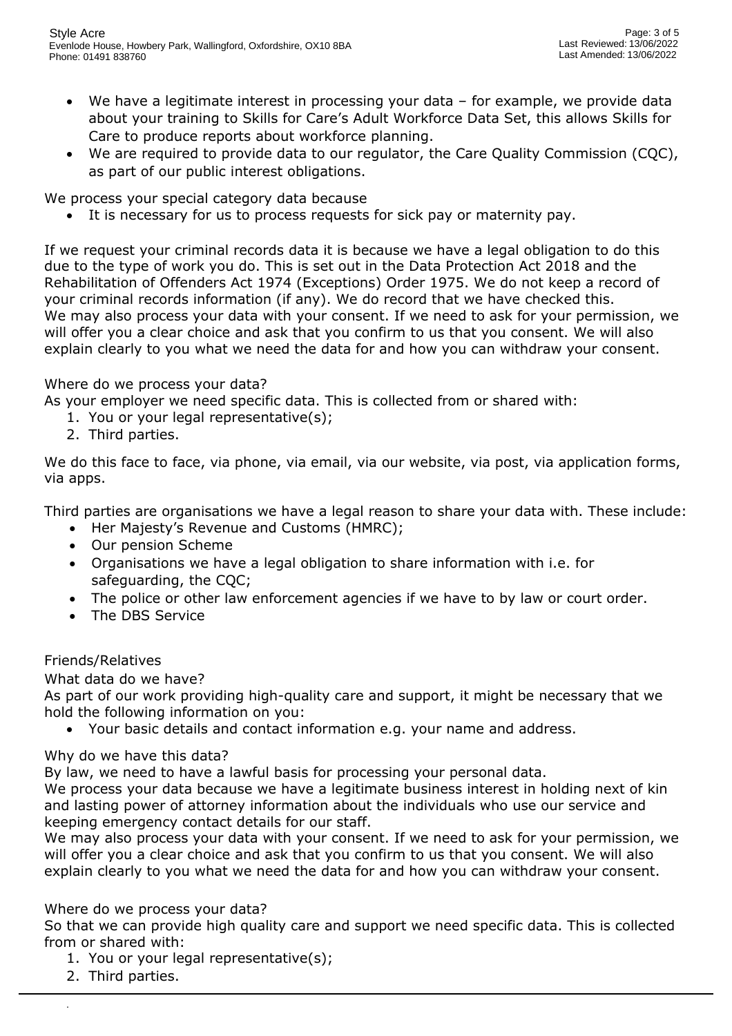- We have a legitimate interest in processing your data – for example, we provide data about your training to Skills for Care's Adult Workforce Data Set, this allows Skills for Care to produce reports about workforce planning.
- We are required to provide data to our regulator, the Care Quality Commission (CQC), as part of our public interest obligations.

We process your special category data because

- It is necessary for us to process requests for sick pay or maternity pay.

If we request your criminal records data it is because we have a legal obligation to do this due to the type of work you do. This is set out in the Data Protection Act 2018 and the Rehabilitation of Offenders Act 1974 (Exceptions) Order 1975. We do not keep a record of your criminal records information (if any). We do record that we have checked this.
We may also process your data with your consent. If we need to ask for your permission, we will offer you a clear choice and ask that you confirm to us that you consent. We will also explain clearly to you what we need the data for and how you can withdraw your consent.

Where do we process your data?
As your employer we need specific data. This is collected from or shared with:

1. You or your legal representative(s);
2. Third parties.

We do this face to face, via phone, via email, via our website, via post, via application forms, via apps.

Third parties are organisations we have a legal reason to share your data with. These include:

- Her Majesty's Revenue and Customs (HMRC);
- Our pension Scheme
- Organisations we have a legal obligation to share information with i.e. for safeguarding, the CQC;
- The police or other law enforcement agencies if we have to by law or court order.
- The DBS Service

Friends/Relatives

What data do we have?
As part of our work providing high-quality care and support, it might be necessary that we hold the following information on you:

- Your basic details and contact information e.g. your name and address.

Why do we have this data?
By law, we need to have a lawful basis for processing your personal data.
We process your data because we have a legitimate business interest in holding next of kin and lasting power of attorney information about the individuals who use our service and keeping emergency contact details for our staff.
We may also process your data with your consent. If we need to ask for your permission, we will offer you a clear choice and ask that you confirm to us that you consent. We will also explain clearly to you what we need the data for and how you can withdraw your consent.

Where do we process your data?
So that we can provide high quality care and support we need specific data. This is collected from or shared with:

1. You or your legal representative(s);
2. Third parties.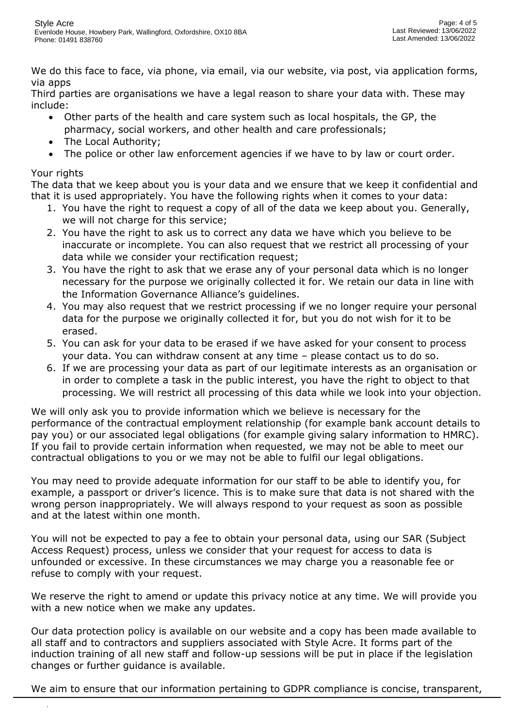We do this face to face, via phone, via email, via our website, via post, via application forms, via apps

Third parties are organisations we have a legal reason to share your data with. These may include:

- Other parts of the health and care system such as local hospitals, the GP, the pharmacy, social workers, and other health and care professionals;
- The Local Authority;
- The police or other law enforcement agencies if we have to by law or court order.

Your rights

The data that we keep about you is your data and we ensure that we keep it confidential and that it is used appropriately. You have the following rights when it comes to your data:

1. You have the right to request a copy of all of the data we keep about you. Generally, we will not charge for this service;
2. You have the right to ask us to correct any data we have which you believe to be inaccurate or incomplete. You can also request that we restrict all processing of your data while we consider your rectification request;
3. You have the right to ask that we erase any of your personal data which is no longer necessary for the purpose we originally collected it for. We retain our data in line with the Information Governance Alliance's guidelines.
4. You may also request that we restrict processing if we no longer require your personal data for the purpose we originally collected it for, but you do not wish for it to be erased.
5. You can ask for your data to be erased if we have asked for your consent to process your data. You can withdraw consent at any time – please contact us to do so.
6. If we are processing your data as part of our legitimate interests as an organisation or in order to complete a task in the public interest, you have the right to object to that processing. We will restrict all processing of this data while we look into your objection.

We will only ask you to provide information which we believe is necessary for the performance of the contractual employment relationship (for example bank account details to pay you) or our associated legal obligations (for example giving salary information to HMRC). If you fail to provide certain information when requested, we may not be able to meet our contractual obligations to you or we may not be able to fulfil our legal obligations.

You may need to provide adequate information for our staff to be able to identify you, for example, a passport or driver's licence. This is to make sure that data is not shared with the wrong person inappropriately. We will always respond to your request as soon as possible and at the latest within one month.

You will not be expected to pay a fee to obtain your personal data, using our SAR (Subject Access Request) process, unless we consider that your request for access to data is unfounded or excessive. In these circumstances we may charge you a reasonable fee or refuse to comply with your request.

We reserve the right to amend or update this privacy notice at any time. We will provide you with a new notice when we make any updates.

Our data protection policy is available on our website and a copy has been made available to all staff and to contractors and suppliers associated with Style Acre. It forms part of the induction training of all new staff and follow-up sessions will be put in place if the legislation changes or further guidance is available.

We aim to ensure that our information pertaining to GDPR compliance is concise, transparent,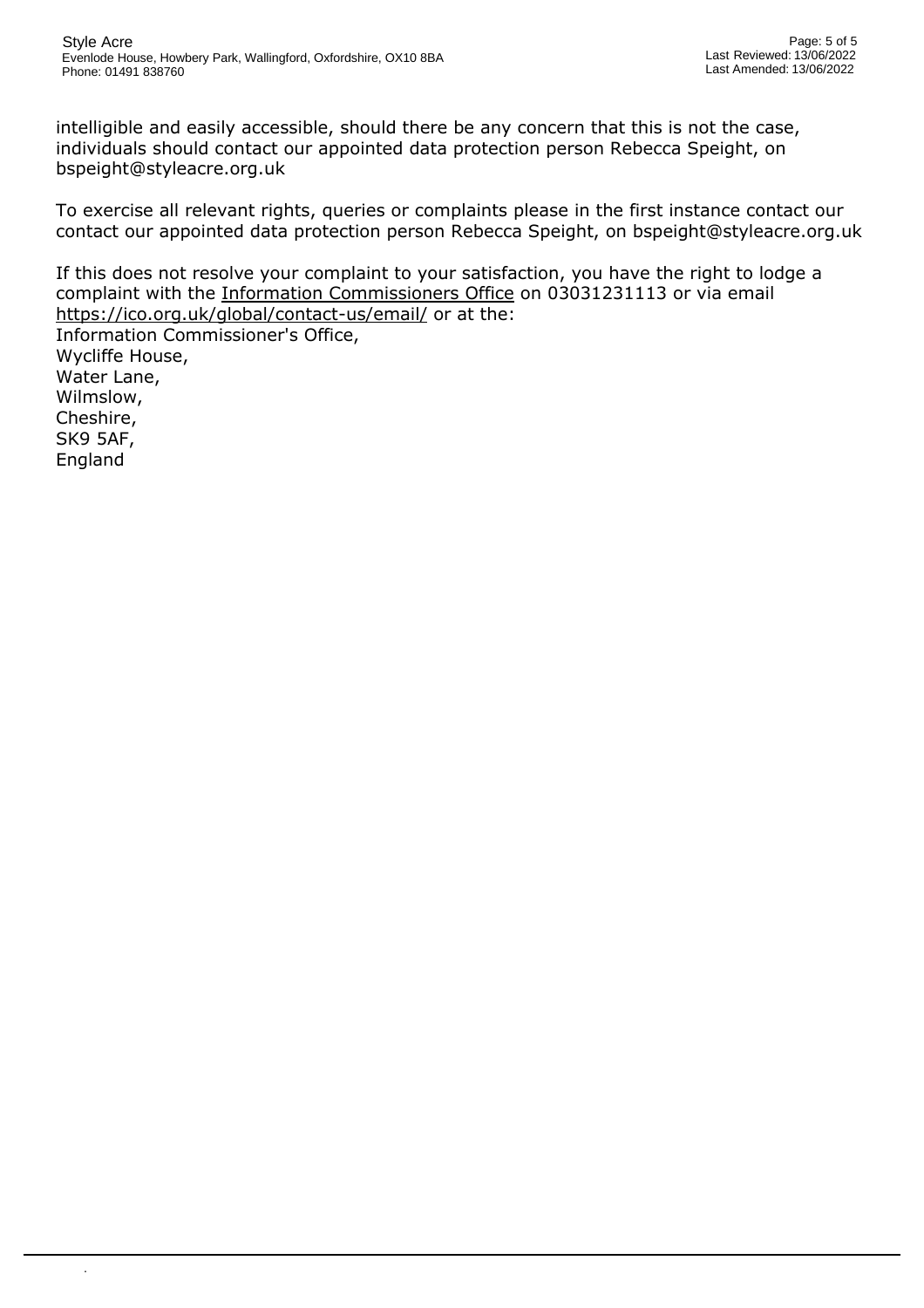intelligible and easily accessible, should there be any concern that this is not the case, individuals should contact our appointed data protection person Rebecca Speight, on bspeight@styleacre.org.uk

To exercise all relevant rights, queries or complaints please in the first instance contact our contact our appointed data protection person Rebecca Speight, on bspeight@styleacre.org.uk

If this does not resolve your complaint to your satisfaction, you have the right to lodge a complaint with the Information Commissioners Office on 03031231113 or via email https://ico.org.uk/global/contact-us/email/ or at the:
Information Commissioner's Office,
Wycliffe House,
Water Lane,
Wilmslow,
Cheshire,
SK9 5AF,
England